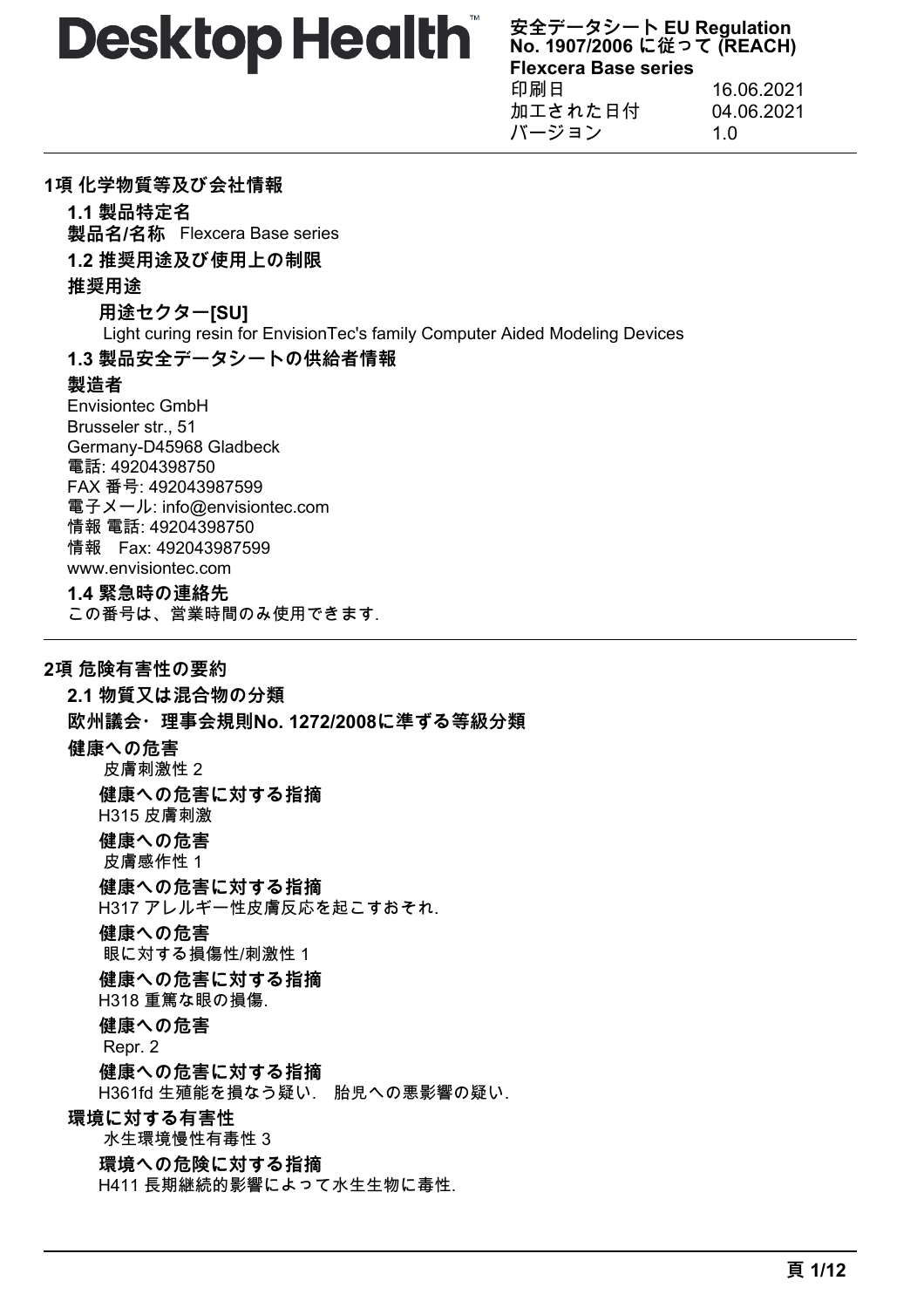**安全データシート EU Regulation No. 1907/2006 に従って (REACH)**
**Flexcera Base series**

印刷日 16.06.2021
加工された日付 04.06.2021
バージョン 1.0

## 1項 化学物質等及び会社情報

### 1.1 製品特定名

**製品名/名称** Flexcera Base series

### 1.2 推奨用途及び使用上の制限

**推奨用途**

**用途セクター[SU]**

Light curing resin for EnvisionTec's family Computer Aided Modeling Devices

### 1.3 製品安全データシートの供給者情報

**製造者**

Envisiontec GmbH
Brusseler str., 51
Germany-D45968 Gladbeck
電話: 49204398750
FAX 番号: 492043987599
電子メール: info@envisiontec.com
情報 電話: 49204398750
情報　Fax: 492043987599
www.envisiontec.com

### 1.4 緊急時の連絡先

この番号は、営業時間のみ使用できます.

## 2項 危険有害性の要約

### 2.1 物質又は混合物の分類

**欧州議会・ 理事会規則No. 1272/2008に準ずる等級分類**

**健康への危害**

皮膚刺激性 2

**健康への危害に対する指摘**

H315 皮膚刺激

**健康への危害**

皮膚感作性 1

**健康への危害に対する指摘**

H317 アレルギー性皮膚反応を起こすおそれ.

**健康への危害**

眼に対する損傷性/刺激性 1

**健康への危害に対する指摘**

H318 重篤な眼の損傷.

**健康への危害**

Repr. 2

**健康への危害に対する指摘**

H361fd 生殖能を損なう疑い.　胎児への悪影響の疑い.

**環境に対する有害性**

水生環境慢性有毒性 3

**環境への危険に対する指摘**

H411 長期継続的影響によって水生生物に毒性.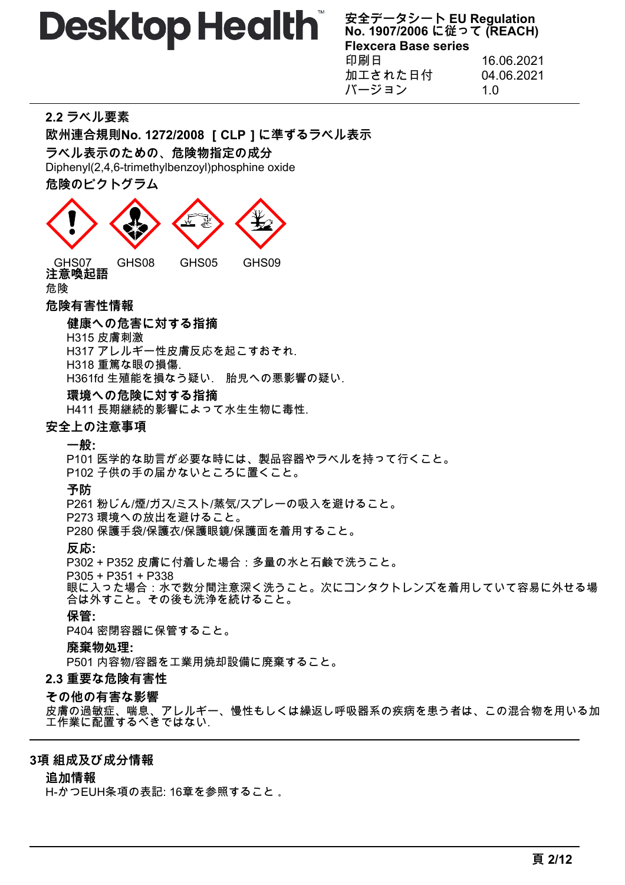### 2.2 ラベル要素

**欧州連合規則No. 1272/2008 [ CLP ] に準ずるラベル表示**

**ラベル表示のための、危険物指定の成分**

Diphenyl(2,4,6-trimethylbenzoyl)phosphine oxide

**危険のピクトグラム**

GHS07 GHS08 GHS05 GHS09

**注意喚起語**

危険

**危険有害性情報**

**健康への危害に対する指摘**

H315 皮膚刺激
H317 アレルギー性皮膚反応を起こすおそれ.
H318 重篤な眼の損傷.
H361fd 生殖能を損なう疑い. 胎児への悪影響の疑い.

**環境への危険に対する指摘**

H411 長期継続的影響によって水生生物に毒性.

**安全上の注意事項**

**一般:**

P101 医学的な助言が必要な時には、製品容器やラベルを持って行くこと。
P102 子供の手の届かないところに置くこと。

**予防**

P261 粉じん/煙/ガス/ミスト/蒸気/スプレーの吸入を避けること。
P273 環境への放出を避けること。
P280 保護手袋/保護衣/保護眼鏡/保護面を着用すること。

**反応:**

P302 + P352 皮膚に付着した場合：多量の水と石鹸で洗うこと。
P305 + P351 + P338
眼に入った場合：水で数分間注意深く洗うこと。次にコンタクトレンズを着用していて容易に外せる場合は外すこと。その後も洗浄を続けること。

**保管:**

P404 密閉容器に保管すること。

**廃棄物処理:**

P501 内容物/容器を工業用焼却設備に廃棄すること。

### 2.3 重要な危険有害性

**その他の有害な影響**

皮膚の過敏症、喘息、アレルギー、慢性もしくは繰返し呼吸器系の疾病を患う者は、この混合物を用いる加工作業に配置するべきではない.

## 3項 組成及び成分情報

**追加情報**

H-かつEUH条項の表記: 16章を参照すること 。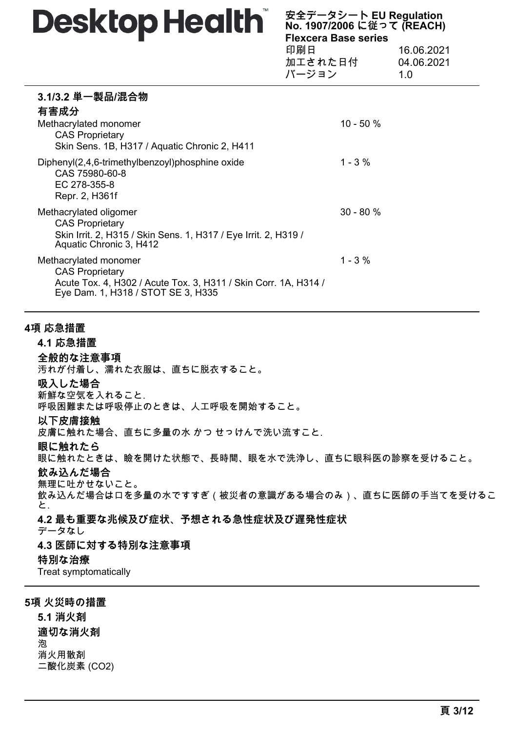### 3.1/3.2 単一製品/混合物

#### 有害成分

| 成分 | 濃度 |
| --- | --- |
| Methacrylated monomer<br>CAS Proprietary<br>Skin Sens. 1B, H317 / Aquatic Chronic 2, H411 | 10 - 50 % |
| Diphenyl(2,4,6-trimethylbenzoyl)phosphine oxide<br>CAS 75980-60-8<br>EC 278-355-8<br>Repr. 2, H361f | 1 - 3 % |
| Methacrylated oligomer<br>CAS Proprietary<br>Skin Irrit. 2, H315 / Skin Sens. 1, H317 / Eye Irrit. 2, H319 / Aquatic Chronic 3, H412 | 30 - 80 % |
| Methacrylated monomer<br>CAS Proprietary<br>Acute Tox. 4, H302 / Acute Tox. 3, H311 / Skin Corr. 1A, H314 / Eye Dam. 1, H318 / STOT SE 3, H335 | 1 - 3 % |

## 4項 応急措置

### 4.1 応急措置

#### 全般的な注意事項

汚れが付着し、濡れた衣服は、直ちに脱衣すること。

#### 吸入した場合

新鮮な空気を入れること.
呼吸困難または呼吸停止のときは、人工呼吸を開始すること。

#### 以下皮膚接触

皮膚に触れた場合、直ちに多量の水 かつ せっけんで洗い流すこと.

#### 眼に触れたら

眼に触れたときは、瞼を開けた状態で、長時間、眼を水で洗浄し、直ちに眼科医の診察を受けること。

#### 飲み込んだ場合

無理に吐かせないこと。
飲み込んだ場合は口を多量の水ですすぎ（被災者の意識がある場合のみ）、直ちに医師の手当てを受けること.

### 4.2 最も重要な兆候及び症状、予想される急性症状及び遅発性症状

データなし

### 4.3 医師に対する特別な注意事項

#### 特別な治療

Treat symptomatically

## 5項 火災時の措置

### 5.1 消火剤

#### 適切な消火剤

泡
消火用散剤
二酸化炭素 ($CO_2$)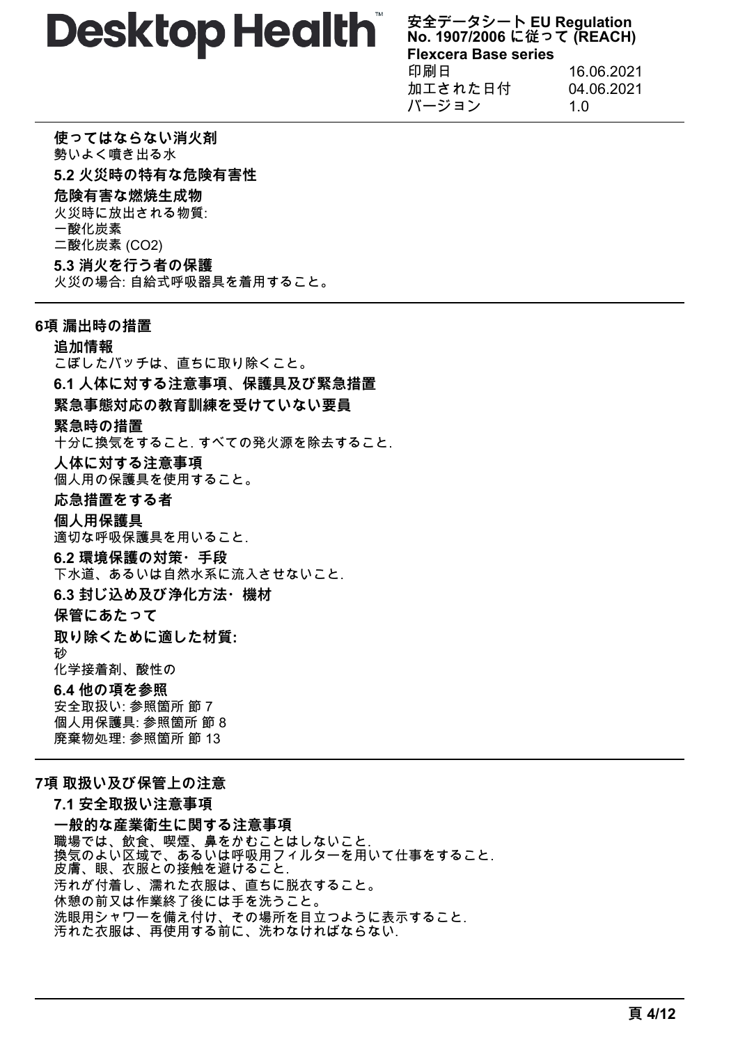**使ってはならない消火剤**

勢いよく噴き出る水

**5.2 火災時の特有な危険有害性**

**危険有害な燃焼生成物**

火災時に放出される物質:
一酸化炭素
二酸化炭素 ($CO_2$)

**5.3 消火を行う者の保護**

火災の場合: 自給式呼吸器具を着用すること。

## 6項 漏出時の措置

**追加情報**

こぼしたバッチは、直ちに取り除くこと。

**6.1 人体に対する注意事項、保護具及び緊急措置**

**緊急事態対応の教育訓練を受けていない要員**

**緊急時の措置**

十分に換気をすること. すべての発火源を除去すること.

**人体に対する注意事項**

個人用の保護具を使用すること。

**応急措置をする者**

**個人用保護具**

適切な呼吸保護具を用いること.

**6.2 環境保護の対策・手段**

下水道、あるいは自然水系に流入させないこと.

**6.3 封じ込め及び浄化方法・機材**

**保管にあたって**

**取り除くために適した材質:**

砂
化学接着剤、酸性の

**6.4 他の項を参照**

安全取扱い: 参照箇所 節 7
個人用保護具: 参照箇所 節 8
廃棄物処理: 参照箇所 節 13

## 7項 取扱い及び保管上の注意

**7.1 安全取扱い注意事項**

**一般的な産業衛生に関する注意事項**

職場では、飲食、喫煙、鼻をかむことはしないこと.
換気のよい区域で、あるいは呼吸用フィルターを用いて仕事をすること.
皮膚、眼、衣服との接触を避けること.
汚れが付着し、濡れた衣服は、直ちに脱衣すること。
休憩の前又は作業終了後には手を洗うこと。
洗眼用シャワーを備え付け、その場所を目立つように表示すること.
汚れた衣服は、再使用する前に、洗わなければならない.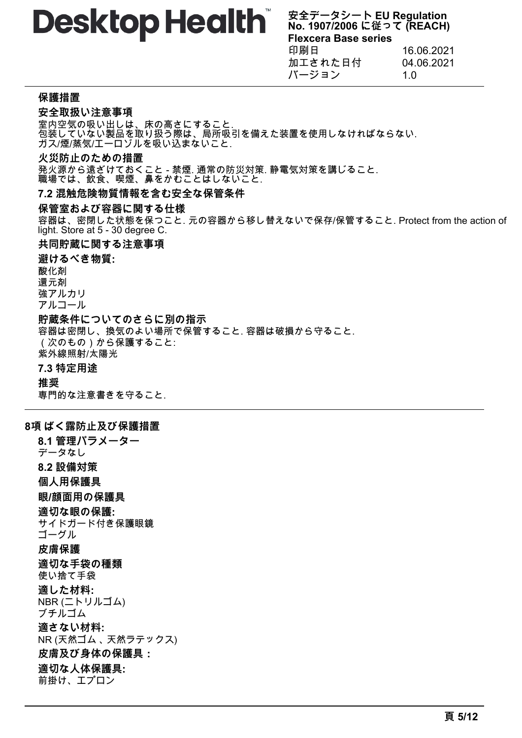### 保護措置

#### 安全取扱い注意事項

室内空気の吸い出しは、床の高さにすること.
包装していない製品を取り扱う際は、局所吸引を備えた装置を使用しなければならない.
ガス/煙/蒸気/エーロゾルを吸い込まないこと.

#### 火災防止のための措置

発火源から遠ざけておくこと - 禁煙. 通常の防災対策. 静電気対策を講じること.
職場では、飲食、喫煙、鼻をかむことはしないこと.

### 7.2 混触危険物質情報を含む安全な保管条件

#### 保管室および容器に関する仕様

容器は、密閉した状態を保つこと. 元の容器から移し替えないで保存/保管すること. Protect from the action of light. Store at 5 - 30 degree C.

#### 共同貯蔵に関する注意事項

**避けるべき物質:**

酸化剤
還元剤
強アルカリ
アルコール

#### 貯蔵条件についてのさらに別の指示

容器は密閉し、換気のよい場所で保管すること. 容器は破損から守ること.
（次のもの）から保護すること:
紫外線照射/太陽光

### 7.3 特定用途

#### 推奨

専門的な注意書きを守ること.

## 8項 ばく露防止及び保護措置

### 8.1 管理パラメーター

データなし

### 8.2 設備対策

#### 個人用保護具

#### 眼/顔面用の保護具

**適切な眼の保護:**

サイドガード付き保護眼鏡
ゴーグル

#### 皮膚保護

**適切な手袋の種類**

使い捨て手袋

**適した材料:**

NBR (ニトリルゴム)
ブチルゴム

**適さない材料:**

NR (天然ゴム 、天然ラテックス)

#### 皮膚及び身体の保護具：

**適切な人体保護具:**

前掛け、エプロン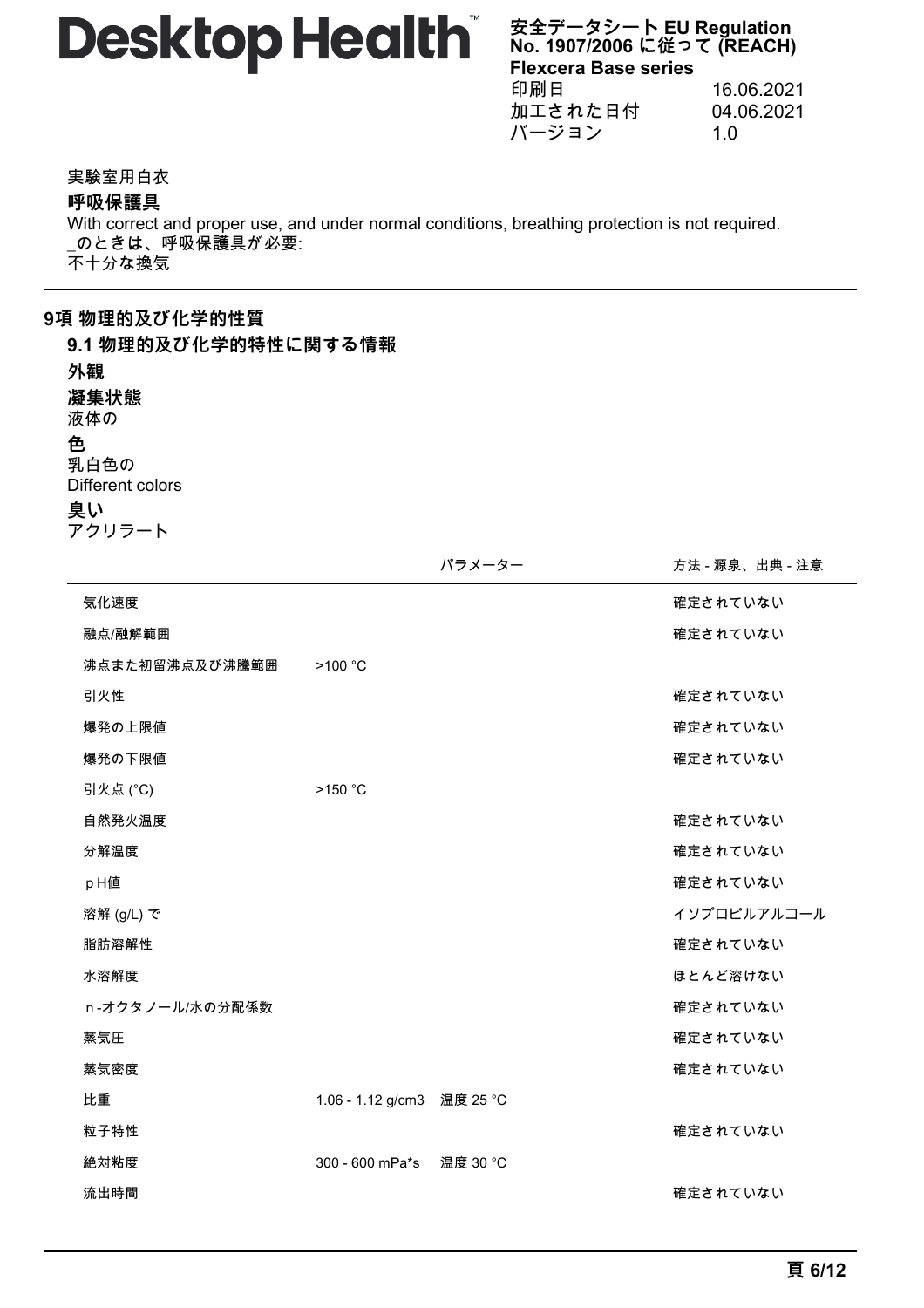実験室用白衣

**呼吸保護具**

With correct and proper use, and under normal conditions, breathing protection is not required.
_のときは、呼吸保護具が必要:
不十分な換気

## 9項 物理的及び化学的性質

### 9.1 物理的及び化学的特性に関する情報

**外観**

**凝集状態**

液体の

**色**

乳白色の
Different colors

**臭い**

アクリラート

| | パラメーター | | 方法 - 源泉、出典 - 注意 |
|---|---|---|---|
| 気化速度 | | | 確定されていない |
| 融点/融解範囲 | | | 確定されていない |
| 沸点また初留沸点及び沸騰範囲 | >100 °C | | |
| 引火性 | | | 確定されていない |
| 爆発の上限値 | | | 確定されていない |
| 爆発の下限値 | | | 確定されていない |
| 引火点 (°C) | >150 °C | | |
| 自然発火温度 | | | 確定されていない |
| 分解温度 | | | 確定されていない |
| pH値 | | | 確定されていない |
| 溶解 (g/L) で | | | イソプロピルアルコール |
| 脂肪溶解性 | | | 確定されていない |
| 水溶解度 | | | ほとんど溶けない |
| n-オクタノール/水の分配係数 | | | 確定されていない |
| 蒸気圧 | | | 確定されていない |
| 蒸気密度 | | | 確定されていない |
| 比重 | 1.06 - 1.12 g/cm3 | 温度 25 °C | |
| 粒子特性 | | | 確定されていない |
| 絶対粘度 | 300 - 600 mPa*s | 温度 30 °C | |
| 流出時間 | | | 確定されていない |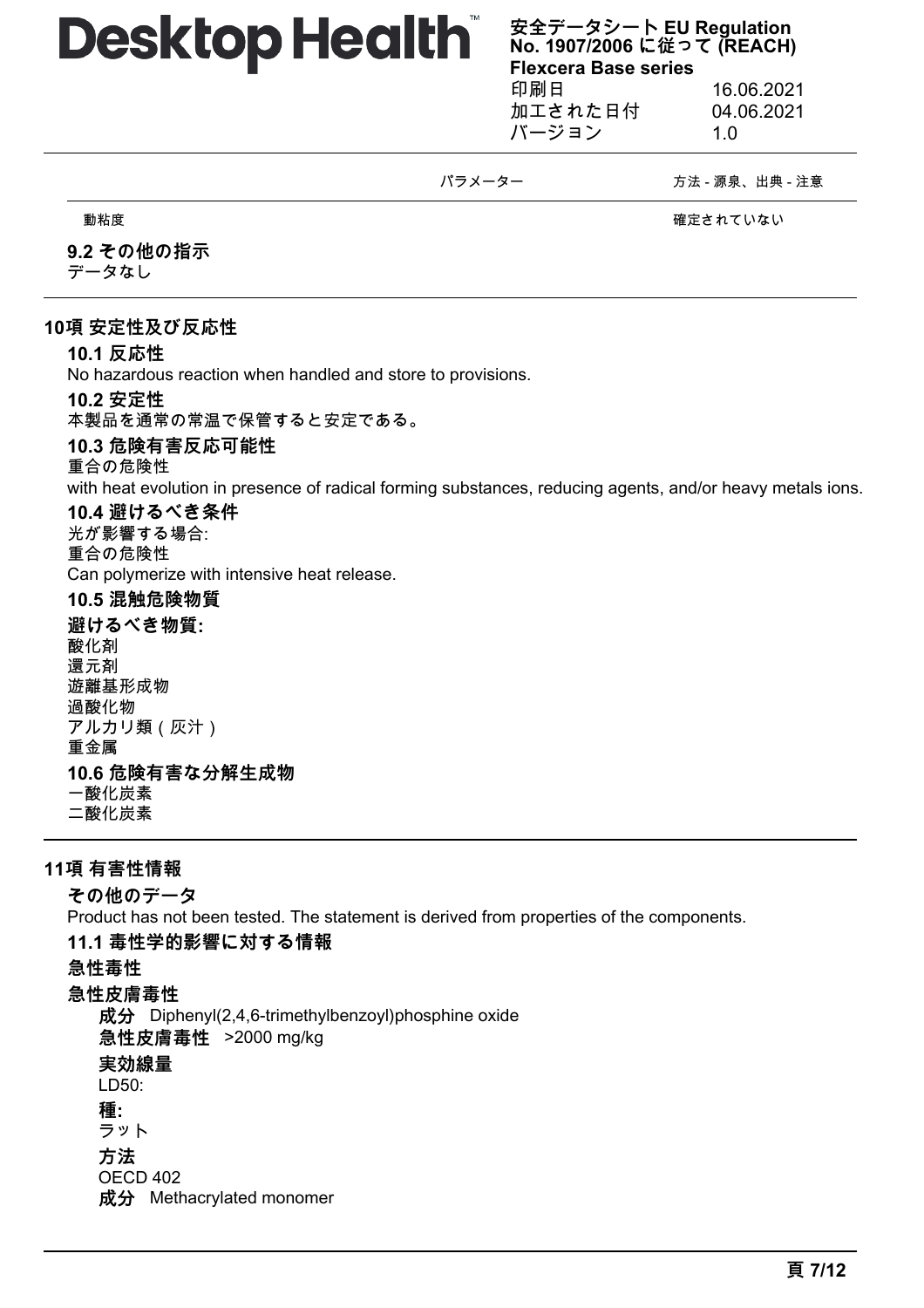| | パラメーター | 方法 - 源泉、出典 - 注意 |
|---|---|---|
| 動粘度 | | 確定されていない |

### 9.2 その他の指示

データなし

## 10項 安定性及び反応性

### 10.1 反応性

No hazardous reaction when handled and store to provisions.

### 10.2 安定性

本製品を通常の常温で保管すると安定である。

### 10.3 危険有害反応可能性

重合の危険性

with heat evolution in presence of radical forming substances, reducing agents, and/or heavy metals ions.

### 10.4 避けるべき条件

光が影響する場合:

重合の危険性

Can polymerize with intensive heat release.

### 10.5 混触危険物質

**避けるべき物質:**

酸化剤
還元剤
遊離基形成物
過酸化物
アルカリ類（灰汁）
重金属

### 10.6 危険有害な分解生成物

一酸化炭素
二酸化炭素

## 11項 有害性情報

**その他のデータ**

Product has not been tested. The statement is derived from properties of the components.

### 11.1 毒性学的影響に対する情報

**急性毒性**

**急性皮膚毒性**

**成分** Diphenyl(2,4,6-trimethylbenzoyl)phosphine oxide

**急性皮膚毒性** >2000 mg/kg

**実効線量**

LD50:

**種:**

ラット

**方法**

OECD 402

**成分** Methacrylated monomer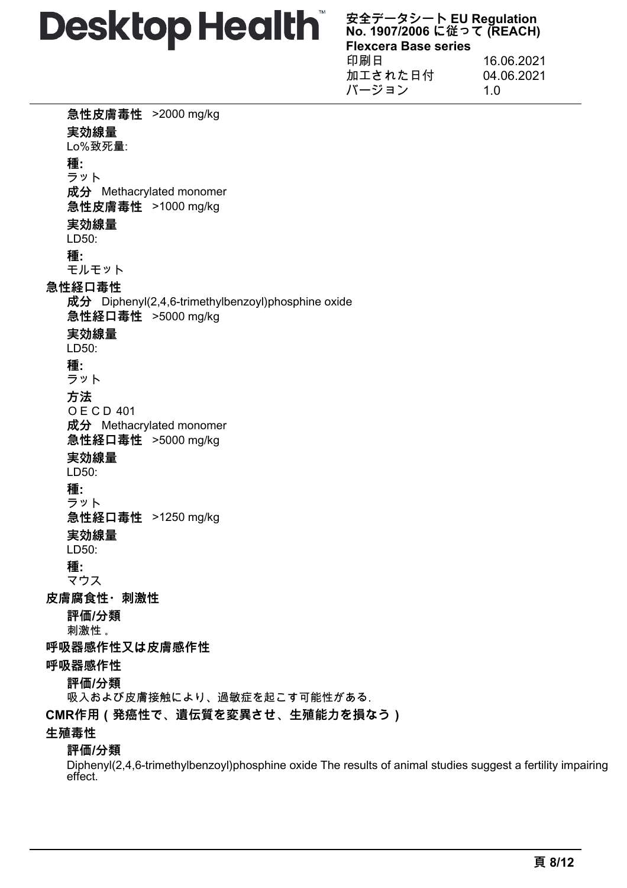**急性皮膚毒性** >2000 mg/kg

**実効線量**

Lo%致死量:

**種:**

ラット

**成分** Methacrylated monomer

**急性皮膚毒性** >1000 mg/kg

**実効線量**

LD50:

**種:**

モルモット

**急性経口毒性**

**成分** Diphenyl(2,4,6-trimethylbenzoyl)phosphine oxide

**急性経口毒性** >5000 mg/kg

**実効線量**

LD50:

**種:**

ラット

**方法**

ＯＥＣＤ 401

**成分** Methacrylated monomer

**急性経口毒性** >5000 mg/kg

**実効線量**

LD50:

**種:**

ラット

**急性経口毒性** >1250 mg/kg

**実効線量**

LD50:

**種:**

マウス

**皮膚腐食性・刺激性**

**評価/分類**

刺激性 。

**呼吸器感作性又は皮膚感作性**

**呼吸器感作性**

**評価/分類**

吸入および皮膚接触により、過敏症を起こす可能性がある.

**CMR作用 ( 発癌性で、遺伝質を変異させ、生殖能力を損なう )**

**生殖毒性**

**評価/分類**

Diphenyl(2,4,6-trimethylbenzoyl)phosphine oxide The results of animal studies suggest a fertility impairing effect.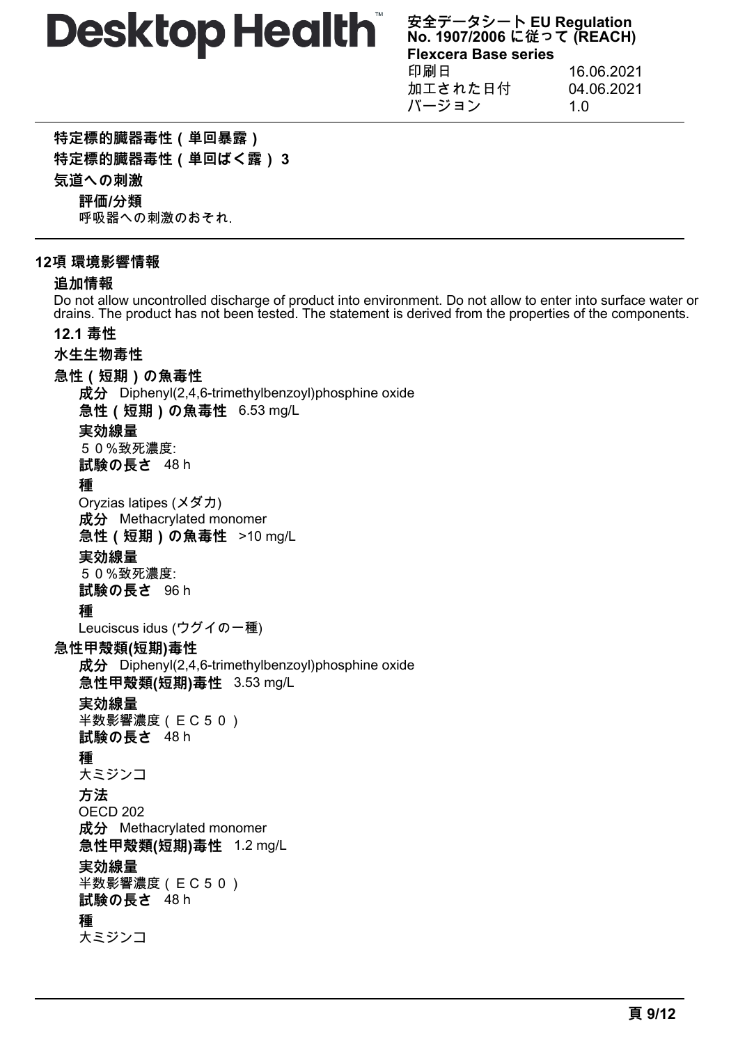**特定標的臓器毒性(単回暴露)**

**特定標的臓器毒性(単回ばく露) 3**

**気道への刺激**

**評価/分類**

呼吸器への刺激のおそれ.

## 12項 環境影響情報

**追加情報**

Do not allow uncontrolled discharge of product into environment. Do not allow to enter into surface water or drains. The product has not been tested. The statement is derived from the properties of the components.

### 12.1 毒性

**水生生物毒性**

**急性(短期)の魚毒性**

**成分** Diphenyl(2,4,6-trimethylbenzoyl)phosphine oxide

**急性(短期)の魚毒性** 6.53 mg/L

**実効線量**

５０%致死濃度:

**試験の長さ** 48 h

**種**

Oryzias latipes (メダカ)

**成分** Methacrylated monomer

**急性(短期)の魚毒性** >10 mg/L

**実効線量**

５０%致死濃度:

**試験の長さ** 96 h

**種**

Leuciscus idus (ウグイの一種)

**急性甲殻類(短期)毒性**

**成分** Diphenyl(2,4,6-trimethylbenzoyl)phosphine oxide

**急性甲殻類(短期)毒性** 3.53 mg/L

**実効線量**

半数影響濃度(ＥＣ５０)

**試験の長さ** 48 h

**種**

大ミジンコ

**方法**

OECD 202

**成分** Methacrylated monomer

**急性甲殻類(短期)毒性** 1.2 mg/L

**実効線量**

半数影響濃度(ＥＣ５０)

**試験の長さ** 48 h

**種**

大ミジンコ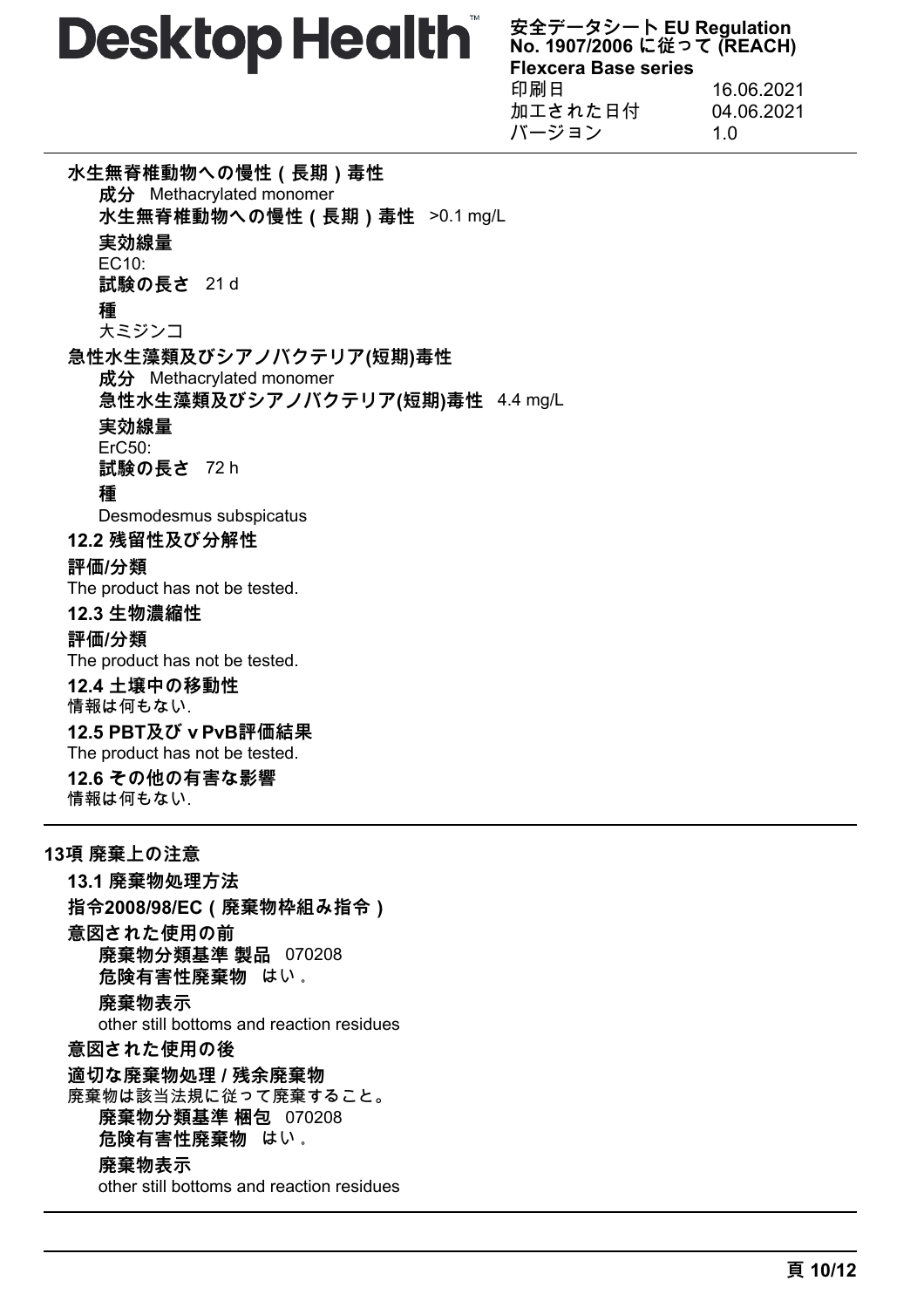**水生無脊椎動物への慢性（長期）毒性**

**成分** Methacrylated monomer

**水生無脊椎動物への慢性（長期）毒性** >0.1 mg/L

**実効線量**

EC10:

**試験の長さ** 21 d

**種**

大ミジンコ

**急性水生藻類及びシアノバクテリア(短期)毒性**

**成分** Methacrylated monomer

**急性水生藻類及びシアノバクテリア(短期)毒性** 4.4 mg/L

**実効線量**

ErC50:

**試験の長さ** 72 h

**種**

Desmodesmus subspicatus

### 12.2 残留性及び分解性

**評価/分類**

The product has not be tested.

### 12.3 生物濃縮性

**評価/分類**

The product has not be tested.

### 12.4 土壌中の移動性

情報は何もない.

### 12.5 PBT及び vPvB評価結果

The product has not be tested.

### 12.6 その他の有害な影響

情報は何もない.

## 13項 廃棄上の注意

### 13.1 廃棄物処理方法

**指令2008/98/EC（廃棄物枠組み指令）**

**意図された使用の前**

**廃棄物分類基準 製品** 070208

**危険有害性廃棄物** はい。

**廃棄物表示**

other still bottoms and reaction residues

**意図された使用の後**

**適切な廃棄物処理 / 残余廃棄物**

廃棄物は該当法規に従って廃棄すること。

**廃棄物分類基準 梱包** 070208

**危険有害性廃棄物** はい。

**廃棄物表示**

other still bottoms and reaction residues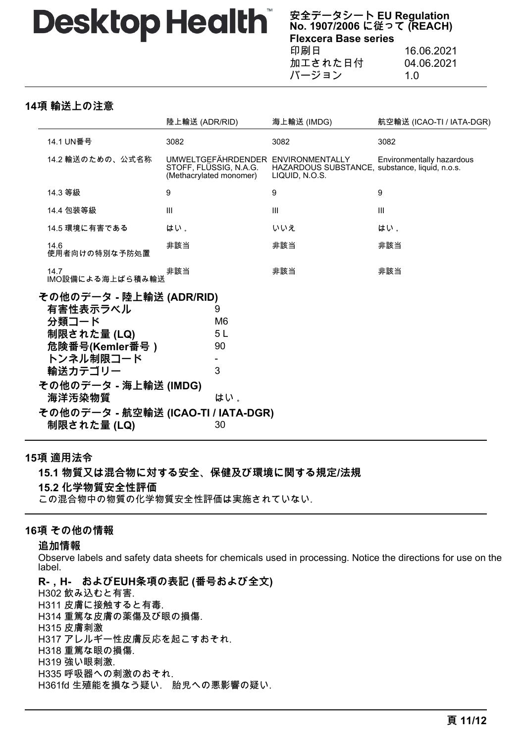## 14項 輸送上の注意

| | 陸上輸送 (ADR/RID) | 海上輸送 (IMDG) | 航空輸送 (ICAO-TI / IATA-DGR) |
|---|---|---|---|
| 14.1 UN番号 | 3082 | 3082 | 3082 |
| 14.2 輸送のための、公式名称 | UMWELTGEFÄHRDENDER STOFF, FLÜSSIG, N.A.G. (Methacrylated monomer) | ENVIRONMENTALLY HAZARDOUS SUBSTANCE, LIQUID, N.O.S. | Environmentally hazardous substance, liquid, n.o.s. |
| 14.3 等級 | 9 | 9 | 9 |
| 14.4 包装等級 | III | III | III |
| 14.5 環境に有害である | はい。 | いいえ | はい。 |
| 14.6 使用者向けの特別な予防処置 | 非該当 | 非該当 | 非該当 |
| 14.7 IMO設備による海上ばら積み輸送 | 非該当 | 非該当 | 非該当 |

**その他のデータ - 陸上輸送 (ADR/RID)**

| | |
|---|---|
| **有害性表示ラベル** | 9 |
| **分類コード** | M6 |
| **制限された量 (LQ)** | 5 L |
| **危険番号(Kemler番号 )** | 90 |
| **トンネル制限コード** | - |
| **輸送カテゴリー** | 3 |

**その他のデータ - 海上輸送 (IMDG)**

| | |
|---|---|
| **海洋汚染物質** | はい。 |

**その他のデータ - 航空輸送 (ICAO-TI / IATA-DGR)**

| | |
|---|---|
| **制限された量 (LQ)** | 30 |

## 15項 適用法令

### 15.1 物質又は混合物に対する安全、保健及び環境に関する規定/法規

### 15.2 化学物質安全性評価

この混合物中の物質の化学物質安全性評価は実施されていない.

## 16項 その他の情報

### 追加情報

Observe labels and safety data sheets for chemicals used in processing. Notice the directions for use on the label.

### R- , H- およびEUH条項の表記 (番号および全文)

H302 飲み込むと有害.
H311 皮膚に接触すると有毒.
H314 重篤な皮膚の薬傷及び眼の損傷.
H315 皮膚刺激
H317 アレルギー性皮膚反応を起こすおそれ.
H318 重篤な眼の損傷.
H319 強い眼刺激.
H335 呼吸器への刺激のおそれ.
H361fd 生殖能を損なう疑い. 胎児への悪影響の疑い.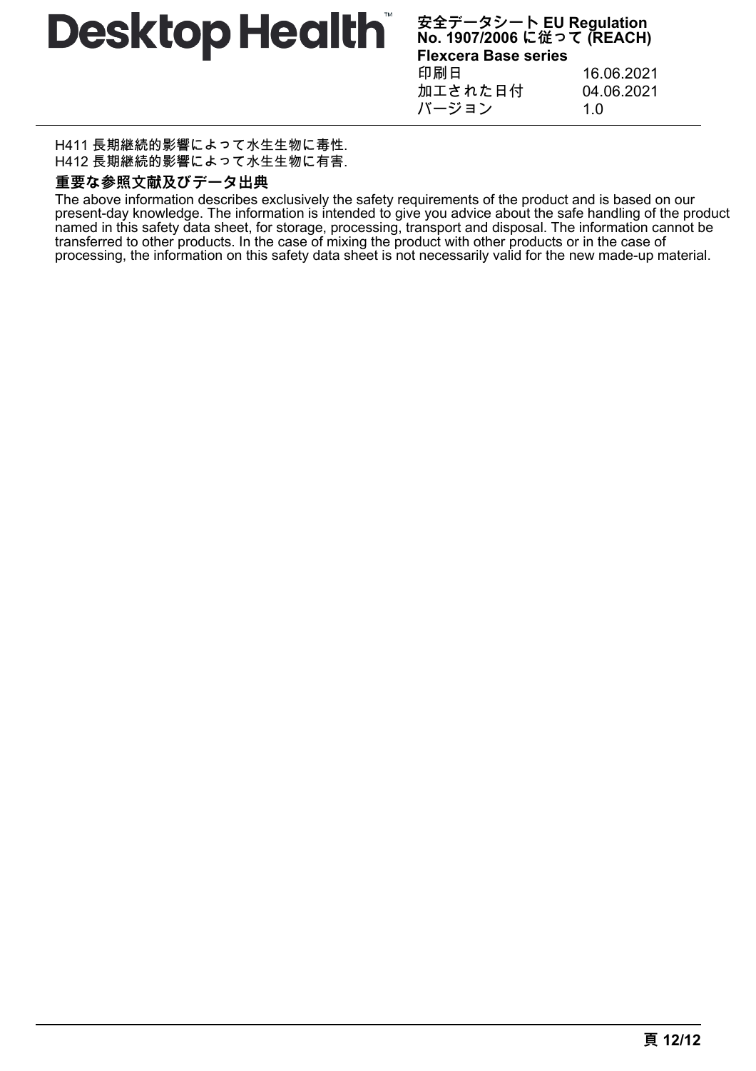H411 長期継続的影響によって水生生物に毒性.
H412 長期継続的影響によって水生生物に有害.

## 重要な参照文献及びデータ出典

The above information describes exclusively the safety requirements of the product and is based on our present-day knowledge. The information is intended to give you advice about the safe handling of the product named in this safety data sheet, for storage, processing, transport and disposal. The information cannot be transferred to other products. In the case of mixing the product with other products or in the case of processing, the information on this safety data sheet is not necessarily valid for the new made-up material.